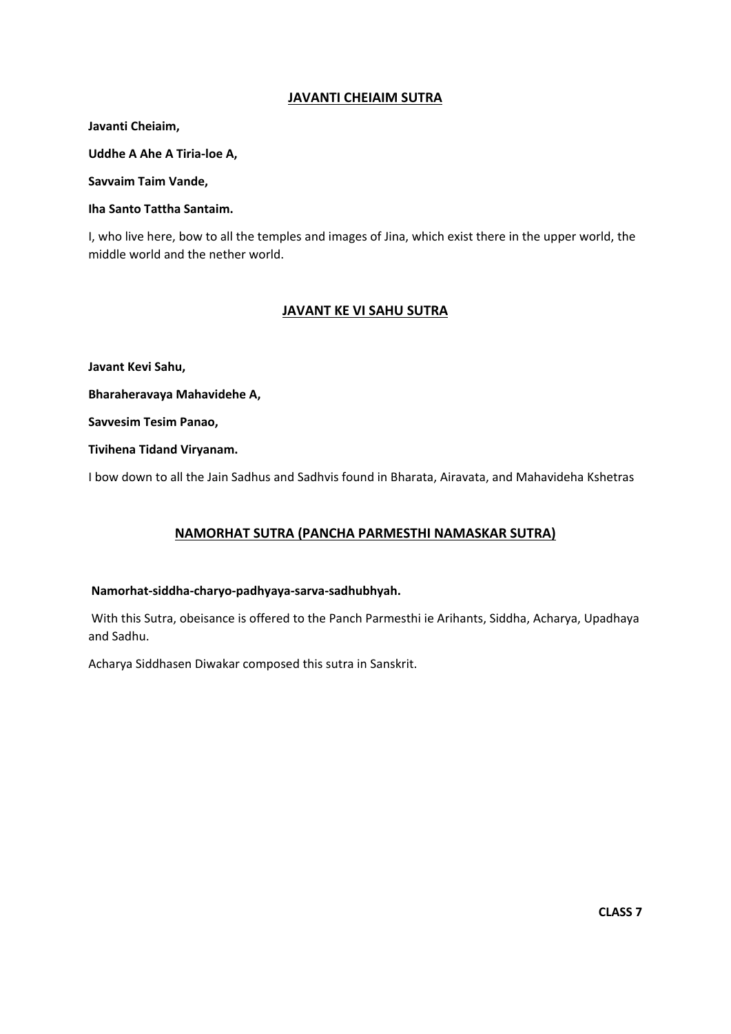## JAVANTI CHEIAIM SUTRA

**Javanti Cheiaim,**

**Uddhe A Ahe A Tiria-loe A,**

**Savvaim Taim Vande,**

**Iha Santo Tattha Santaim.**

I, who live here, bow to all the temples and images of Jina, which exist there in the upper world, the middle world and the nether world.

## JAVANT KE VI SAHU SUTRA

**Javant Kevi Sahu,**

**Bharaheravaya Mahavidehe A,**

**Savvesim Tesim Panao,**

**Tivihena Tidand Viryanam.**

I bow down to all the Jain Sadhus and Sadhvis found in Bharata, Airavata, and Mahavideha Kshetras

## NAMORHAT SUTRA (PANCHA PARMESTHI NAMASKAR SUTRA)

**Namorhat-siddha-charyo-padhyaya-sarva-sadhubhyah.**

With this Sutra, obeisance is offered to the Panch Parmesthi ie Arihants, Siddha, Acharya, Upadhaya and Sadhu.

Acharya Siddhasen Diwakar composed this sutra in Sanskrit.

**CLASS 7**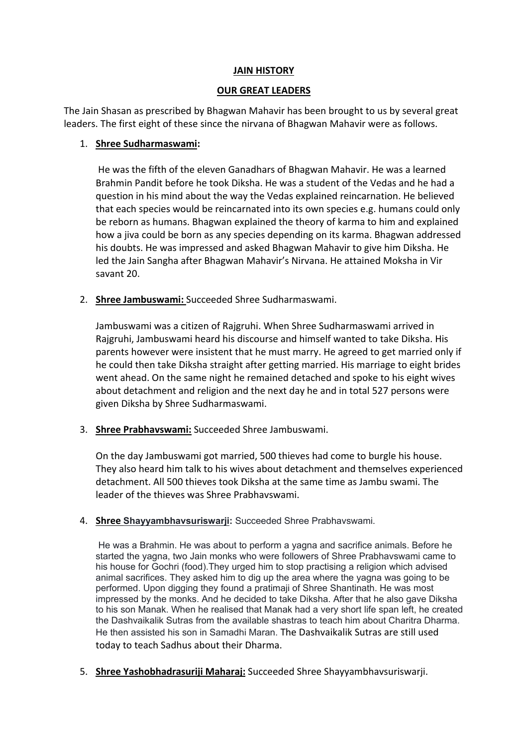**JAIN HISTORY**

**OUR GREAT LEADERS**

The Jain Shasan as prescribed by Bhagwan Mahavir has been brought to us by several great leaders. The first eight of these since the nirvana of Bhagwan Mahavir were as follows.

1. **Shree Sudharmaswami:**

   He was the fifth of the eleven Ganadhars of Bhagwan Mahavir. He was a learned Brahmin Pandit before he took Diksha. He was a student of the Vedas and he had a question in his mind about the way the Vedas explained reincarnation. He believed that each species would be reincarnated into its own species e.g. humans could only be reborn as humans. Bhagwan explained the theory of karma to him and explained how a jiva could be born as any species depending on its karma. Bhagwan addressed his doubts. He was impressed and asked Bhagwan Mahavir to give him Diksha. He led the Jain Sangha after Bhagwan Mahavir's Nirvana. He attained Moksha in Vir savant 20.

2. **Shree Jambuswami:** Succeeded Shree Sudharmaswami.

   Jambuswami was a citizen of Rajgruhi. When Shree Sudharmaswami arrived in Rajgruhi, Jambuswami heard his discourse and himself wanted to take Diksha. His parents however were insistent that he must marry. He agreed to get married only if he could then take Diksha straight after getting married. His marriage to eight brides went ahead. On the same night he remained detached and spoke to his eight wives about detachment and religion and the next day he and in total 527 persons were given Diksha by Shree Sudharmaswami.

3. **Shree Prabhavswami:** Succeeded Shree Jambuswami.

   On the day Jambuswami got married, 500 thieves had come to burgle his house. They also heard him talk to his wives about detachment and themselves experienced detachment. All 500 thieves took Diksha at the same time as Jambu swami. The leader of the thieves was Shree Prabhavswami.

4. **Shree Shayyambhavsuriswarji:** Succeeded Shree Prabhavswami.

   He was a Brahmin. He was about to perform a yagna and sacrifice animals. Before he started the yagna, two Jain monks who were followers of Shree Prabhavswami came to his house for Gochri (food).They urged him to stop practising a religion which advised animal sacrifices. They asked him to dig up the area where the yagna was going to be performed. Upon digging they found a pratimaji of Shree Shantinath. He was most impressed by the monks. And he decided to take Diksha. After that he also gave Diksha to his son Manak. When he realised that Manak had a very short life span left, he created the Dashvaikalik Sutras from the available shastras to teach him about Charitra Dharma. He then assisted his son in Samadhi Maran. The Dashvaikalik Sutras are still used today to teach Sadhus about their Dharma.

5. **Shree Yashobhadrasuriji Maharaj:** Succeeded Shree Shayyambhavsuriswarji.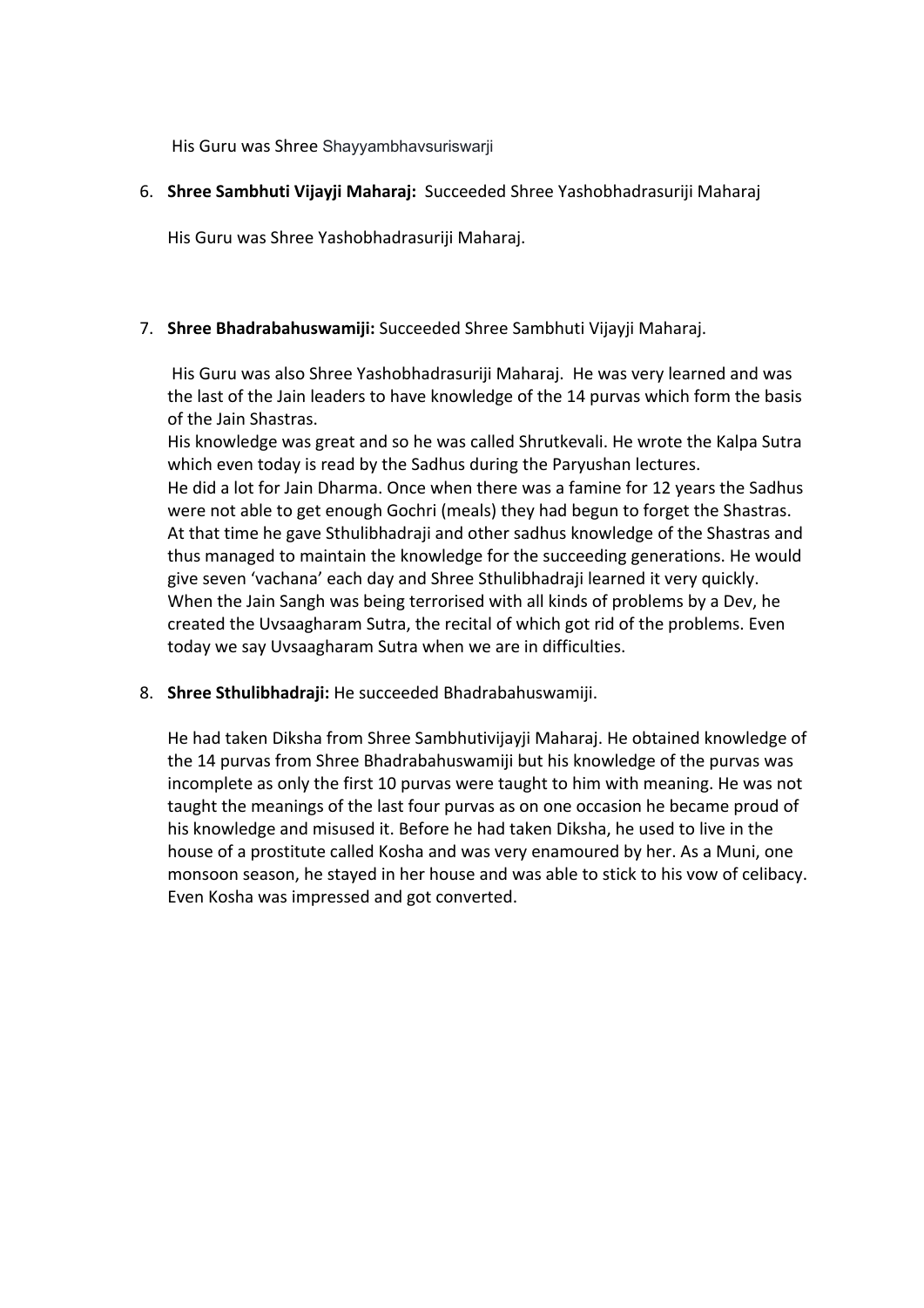His Guru was Shree Shayyambhavsuriswarji

6. **Shree Sambhuti Vijayji Maharaj:** Succeeded Shree Yashobhadrasuriji Maharaj

   His Guru was Shree Yashobhadrasuriji Maharaj.

7. **Shree Bhadrabahuswamiji:** Succeeded Shree Sambhuti Vijayji Maharaj.

   His Guru was also Shree Yashobhadrasuriji Maharaj. He was very learned and was the last of the Jain leaders to have knowledge of the 14 purvas which form the basis of the Jain Shastras.
   His knowledge was great and so he was called Shrutkevali. He wrote the Kalpa Sutra which even today is read by the Sadhus during the Paryushan lectures.
   He did a lot for Jain Dharma. Once when there was a famine for 12 years the Sadhus were not able to get enough Gochri (meals) they had begun to forget the Shastras. At that time he gave Sthulibhadraji and other sadhus knowledge of the Shastras and thus managed to maintain the knowledge for the succeeding generations. He would give seven 'vachana' each day and Shree Sthulibhadraji learned it very quickly.
   When the Jain Sangh was being terrorised with all kinds of problems by a Dev, he created the Uvsaagharam Sutra, the recital of which got rid of the problems. Even today we say Uvsaagharam Sutra when we are in difficulties.

8. **Shree Sthulibhadraji:** He succeeded Bhadrabahuswamiji.

   He had taken Diksha from Shree Sambhutivijayji Maharaj. He obtained knowledge of the 14 purvas from Shree Bhadrabahuswamiji but his knowledge of the purvas was incomplete as only the first 10 purvas were taught to him with meaning. He was not taught the meanings of the last four purvas as on one occasion he became proud of his knowledge and misused it. Before he had taken Diksha, he used to live in the house of a prostitute called Kosha and was very enamoured by her. As a Muni, one monsoon season, he stayed in her house and was able to stick to his vow of celibacy. Even Kosha was impressed and got converted.